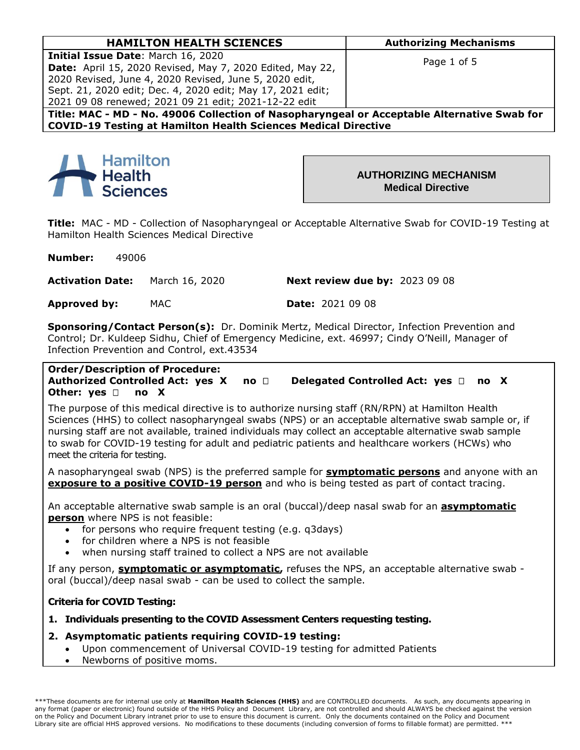| HAMILTON HEALTH SCIENCES | Authorizing Mechanisms |
|---|---|
| **Initial Issue Date**: March 16, 2020<br>**Date:** April 15, 2020 Revised, May 7, 2020 Edited, May 22, 2020 Revised, June 4, 2020 Revised, June 5, 2020 edit, Sept. 21, 2020 edit; Dec. 4, 2020 edit; May 17, 2021 edit; 2021 09 08 renewed; 2021 09 21 edit; 2021-12-22 edit | |
| **Title: MAC - MD - No. 49006 Collection of Nasopharyngeal or Acceptable Alternative Swab for COVID-19 Testing at Hamilton Health Sciences Medical Directive** | |

Hamilton Health Sciences

**AUTHORIZING MECHANISM**
**Medical Directive**

**Title:** MAC - MD - Collection of Nasopharyngeal or Acceptable Alternative Swab for COVID-19 Testing at Hamilton Health Sciences Medical Directive

**Number:** 49006

**Activation Date:** March 16, 2020 **Next review due by:** 2023 09 08

**Approved by:** MAC **Date:** 2021 09 08

**Sponsoring/Contact Person(s):** Dr. Dominik Mertz, Medical Director, Infection Prevention and Control; Dr. Kuldeep Sidhu, Chief of Emergency Medicine, ext. 46997; Cindy O'Neill, Manager of Infection Prevention and Control, ext.43534

**Order/Description of Procedure:**
**Authorized Controlled Act: yes X no ☐ Delegated Controlled Act: yes ☐ no X**
**Other: yes ☐ no X**

The purpose of this medical directive is to authorize nursing staff (RN/RPN) at Hamilton Health Sciences (HHS) to collect nasopharyngeal swabs (NPS) or an acceptable alternative swab sample or, if nursing staff are not available, trained individuals may collect an acceptable alternative swab sample to swab for COVID-19 testing for adult and pediatric patients and healthcare workers (HCWs) who meet the criteria for testing.

A nasopharyngeal swab (NPS) is the preferred sample for **symptomatic persons** and anyone with an **exposure to a positive COVID-19 person** and who is being tested as part of contact tracing.

An acceptable alternative swab sample is an oral (buccal)/deep nasal swab for an **asymptomatic person** where NPS is not feasible:

- for persons who require frequent testing (e.g. q3days)
- for children where a NPS is not feasible
- when nursing staff trained to collect a NPS are not available

If any person, **symptomatic or asymptomatic,** refuses the NPS, an acceptable alternative swab - oral (buccal)/deep nasal swab - can be used to collect the sample.

**Criteria for COVID Testing:**

1. **Individuals presenting to the COVID Assessment Centers requesting testing.**
2. **Asymptomatic patients requiring COVID-19 testing:**
   - Upon commencement of Universal COVID-19 testing for admitted Patients
   - Newborns of positive moms.

***These documents are for internal use only at **Hamilton Health Sciences (HHS)** and are CONTROLLED documents. As such, any documents appearing in any format (paper or electronic) found outside of the HHS Policy and Document Library, are not controlled and should ALWAYS be checked against the version on the Policy and Document Library intranet prior to use to ensure this document is current. Only the documents contained on the Policy and Document Library site are official HHS approved versions. No modifications to these documents (including conversion of forms to fillable format) are permitted. ***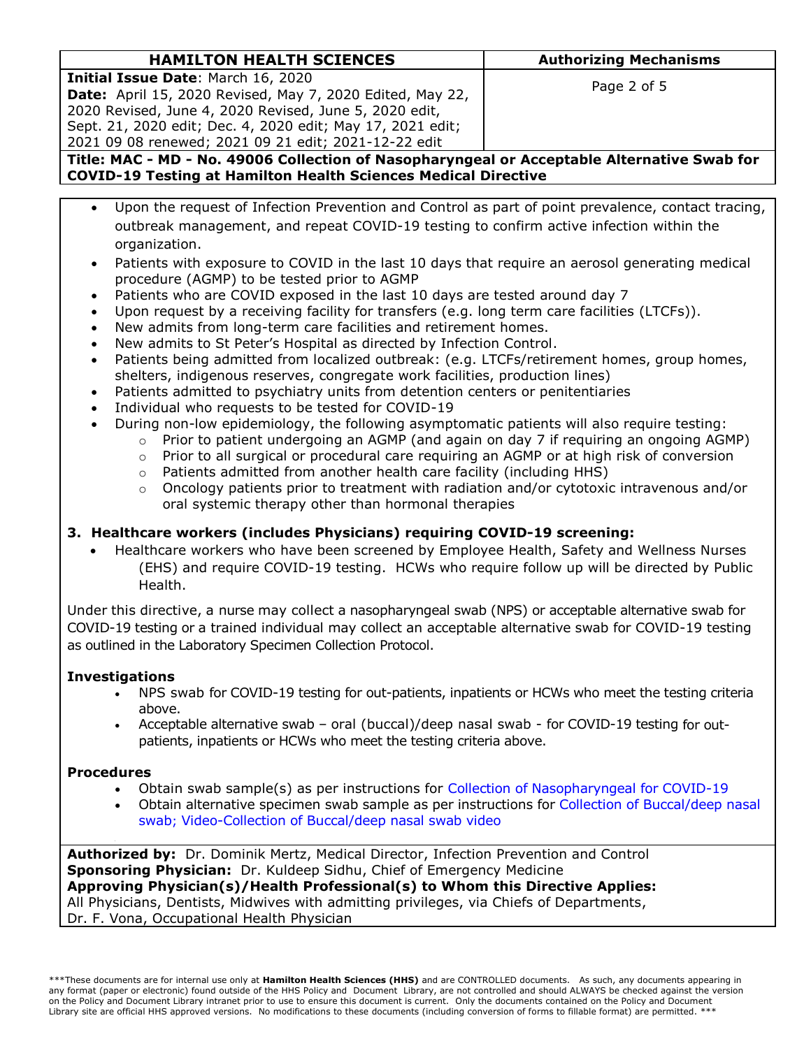- Upon the request of Infection Prevention and Control as part of point prevalence, contact tracing, outbreak management, and repeat COVID-19 testing to confirm active infection within the organization.
- Patients with exposure to COVID in the last 10 days that require an aerosol generating medical procedure (AGMP) to be tested prior to AGMP
- Patients who are COVID exposed in the last 10 days are tested around day 7
- Upon request by a receiving facility for transfers (e.g. long term care facilities (LTCFs)).
- New admits from long-term care facilities and retirement homes.
- New admits to St Peter's Hospital as directed by Infection Control.
- Patients being admitted from localized outbreak: (e.g. LTCFs/retirement homes, group homes, shelters, indigenous reserves, congregate work facilities, production lines)
- Patients admitted to psychiatry units from detention centers or penitentiaries
- Individual who requests to be tested for COVID-19
- During non-low epidemiology, the following asymptomatic patients will also require testing:
  - Prior to patient undergoing an AGMP (and again on day 7 if requiring an ongoing AGMP)
  - Prior to all surgical or procedural care requiring an AGMP or at high risk of conversion
  - Patients admitted from another health care facility (including HHS)
  - Oncology patients prior to treatment with radiation and/or cytotoxic intravenous and/or oral systemic therapy other than hormonal therapies

**3. Healthcare workers (includes Physicians) requiring COVID-19 screening:**

- Healthcare workers who have been screened by Employee Health, Safety and Wellness Nurses (EHS) and require COVID-19 testing. HCWs who require follow up will be directed by Public Health.

Under this directive, a nurse may collect a nasopharyngeal swab (NPS) or acceptable alternative swab for COVID-19 testing or a trained individual may collect an acceptable alternative swab for COVID-19 testing as outlined in the Laboratory Specimen Collection Protocol.

**Investigations**

- NPS swab for COVID-19 testing for out-patients, inpatients or HCWs who meet the testing criteria above.
- Acceptable alternative swab – oral (buccal)/deep nasal swab - for COVID-19 testing for out-patients, inpatients or HCWs who meet the testing criteria above.

**Procedures**

- Obtain swab sample(s) as per instructions for Collection of Nasopharyngeal for COVID-19
- Obtain alternative specimen swab sample as per instructions for Collection of Buccal/deep nasal swab; Video-Collection of Buccal/deep nasal swab video

**Authorized by:** Dr. Dominik Mertz, Medical Director, Infection Prevention and Control
**Sponsoring Physician:** Dr. Kuldeep Sidhu, Chief of Emergency Medicine
**Approving Physician(s)/Health Professional(s) to Whom this Directive Applies:**
All Physicians, Dentists, Midwives with admitting privileges, via Chiefs of Departments, Dr. F. Vona, Occupational Health Physician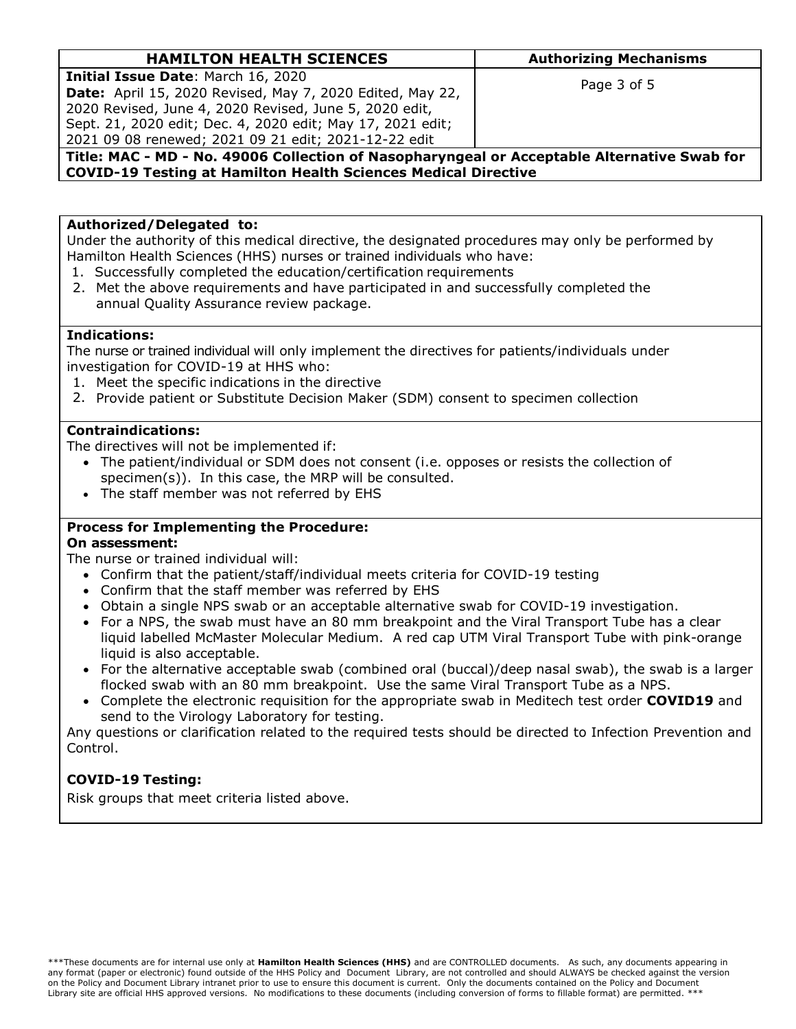**Authorized/Delegated to:**

Under the authority of this medical directive, the designated procedures may only be performed by Hamilton Health Sciences (HHS) nurses or trained individuals who have:

1. Successfully completed the education/certification requirements
2. Met the above requirements and have participated in and successfully completed the annual Quality Assurance review package.

**Indications:**

The nurse or trained individual will only implement the directives for patients/individuals under investigation for COVID-19 at HHS who:

1. Meet the specific indications in the directive
2. Provide patient or Substitute Decision Maker (SDM) consent to specimen collection

**Contraindications:**

The directives will not be implemented if:

- The patient/individual or SDM does not consent (i.e. opposes or resists the collection of specimen(s)). In this case, the MRP will be consulted.
- The staff member was not referred by EHS

**Process for Implementing the Procedure:**

**On assessment:**

The nurse or trained individual will:

- Confirm that the patient/staff/individual meets criteria for COVID-19 testing
- Confirm that the staff member was referred by EHS
- Obtain a single NPS swab or an acceptable alternative swab for COVID-19 investigation.
- For a NPS, the swab must have an 80 mm breakpoint and the Viral Transport Tube has a clear liquid labelled McMaster Molecular Medium. A red cap UTM Viral Transport Tube with pink-orange liquid is also acceptable.
- For the alternative acceptable swab (combined oral (buccal)/deep nasal swab), the swab is a larger flocked swab with an 80 mm breakpoint. Use the same Viral Transport Tube as a NPS.
- Complete the electronic requisition for the appropriate swab in Meditech test order **COVID19** and send to the Virology Laboratory for testing.

Any questions or clarification related to the required tests should be directed to Infection Prevention and Control.

**COVID-19 Testing:**

Risk groups that meet criteria listed above.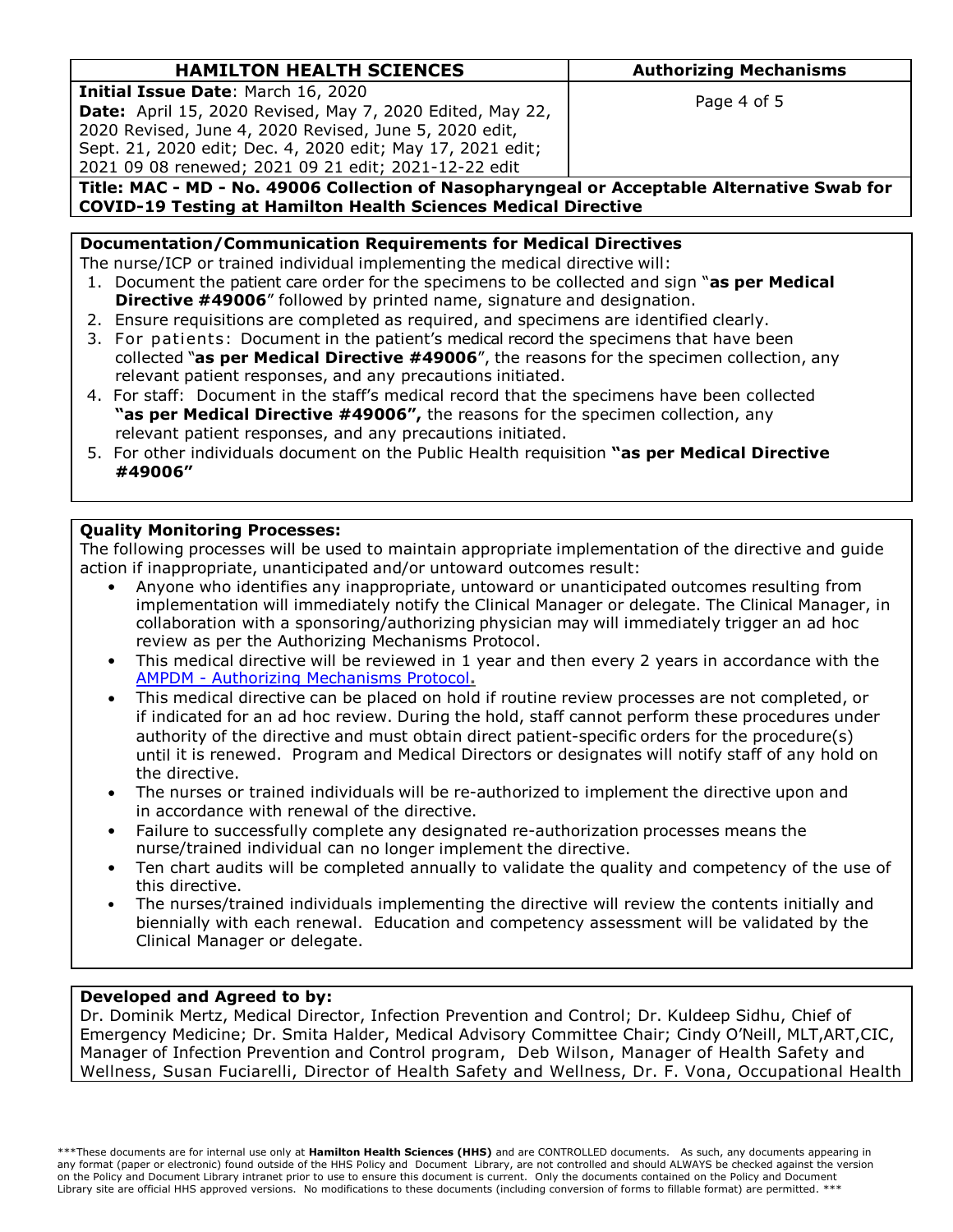**Documentation/Communication Requirements for Medical Directives**

The nurse/ICP or trained individual implementing the medical directive will:

1. Document the patient care order for the specimens to be collected and sign "**as per Medical Directive #49006**" followed by printed name, signature and designation.
2. Ensure requisitions are completed as required, and specimens are identified clearly.
3. For patients: Document in the patient's medical record the specimens that have been collected "**as per Medical Directive #49006**", the reasons for the specimen collection, any relevant patient responses, and any precautions initiated.
4. For staff: Document in the staff's medical record that the specimens have been collected **"as per Medical Directive #49006",** the reasons for the specimen collection, any relevant patient responses, and any precautions initiated.
5. For other individuals document on the Public Health requisition **"as per Medical Directive #49006"**

**Quality Monitoring Processes:**

The following processes will be used to maintain appropriate implementation of the directive and guide action if inappropriate, unanticipated and/or untoward outcomes result:

- Anyone who identifies any inappropriate, untoward or unanticipated outcomes resulting from implementation will immediately notify the Clinical Manager or delegate. The Clinical Manager, in collaboration with a sponsoring/authorizing physician may will immediately trigger an ad hoc review as per the Authorizing Mechanisms Protocol.
- This medical directive will be reviewed in 1 year and then every 2 years in accordance with the AMPDM - Authorizing Mechanisms Protocol.
- This medical directive can be placed on hold if routine review processes are not completed, or if indicated for an ad hoc review. During the hold, staff cannot perform these procedures under authority of the directive and must obtain direct patient-specific orders for the procedure(s) until it is renewed. Program and Medical Directors or designates will notify staff of any hold on the directive.
- The nurses or trained individuals will be re-authorized to implement the directive upon and in accordance with renewal of the directive.
- Failure to successfully complete any designated re-authorization processes means the nurse/trained individual can no longer implement the directive.
- Ten chart audits will be completed annually to validate the quality and competency of the use of this directive.
- The nurses/trained individuals implementing the directive will review the contents initially and biennially with each renewal. Education and competency assessment will be validated by the Clinical Manager or delegate.

**Developed and Agreed to by:**

Dr. Dominik Mertz, Medical Director, Infection Prevention and Control; Dr. Kuldeep Sidhu, Chief of Emergency Medicine; Dr. Smita Halder, Medical Advisory Committee Chair; Cindy O'Neill, MLT,ART,CIC, Manager of Infection Prevention and Control program, Deb Wilson, Manager of Health Safety and Wellness, Susan Fuciarelli, Director of Health Safety and Wellness, Dr. F. Vona, Occupational Health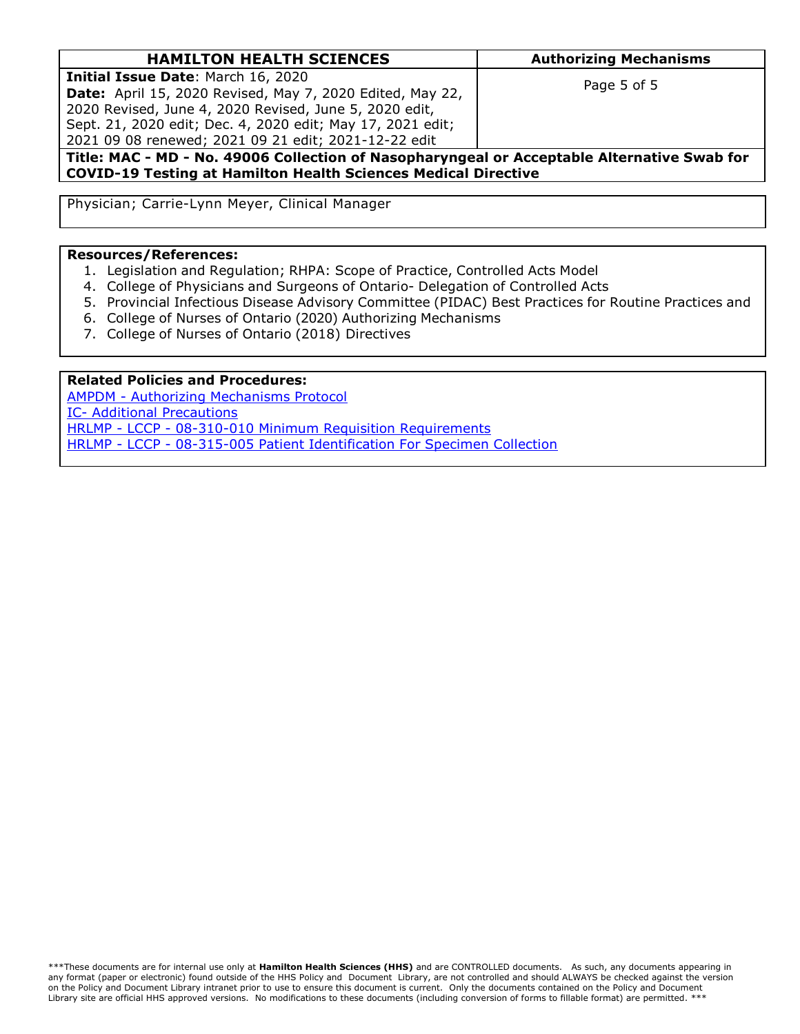Physician; Carrie-Lynn Meyer, Clinical Manager

**Resources/References:**

1. Legislation and Regulation; RHPA: Scope of Practice, Controlled Acts Model
4. College of Physicians and Surgeons of Ontario- Delegation of Controlled Acts
5. Provincial Infectious Disease Advisory Committee (PIDAC) Best Practices for Routine Practices and
6. College of Nurses of Ontario (2020) Authorizing Mechanisms
7. College of Nurses of Ontario (2018) Directives

**Related Policies and Procedures:**

AMPDM - Authorizing Mechanisms Protocol
IC- Additional Precautions
HRLMP - LCCP - 08-310-010 Minimum Requisition Requirements
HRLMP - LCCP - 08-315-005 Patient Identification For Specimen Collection